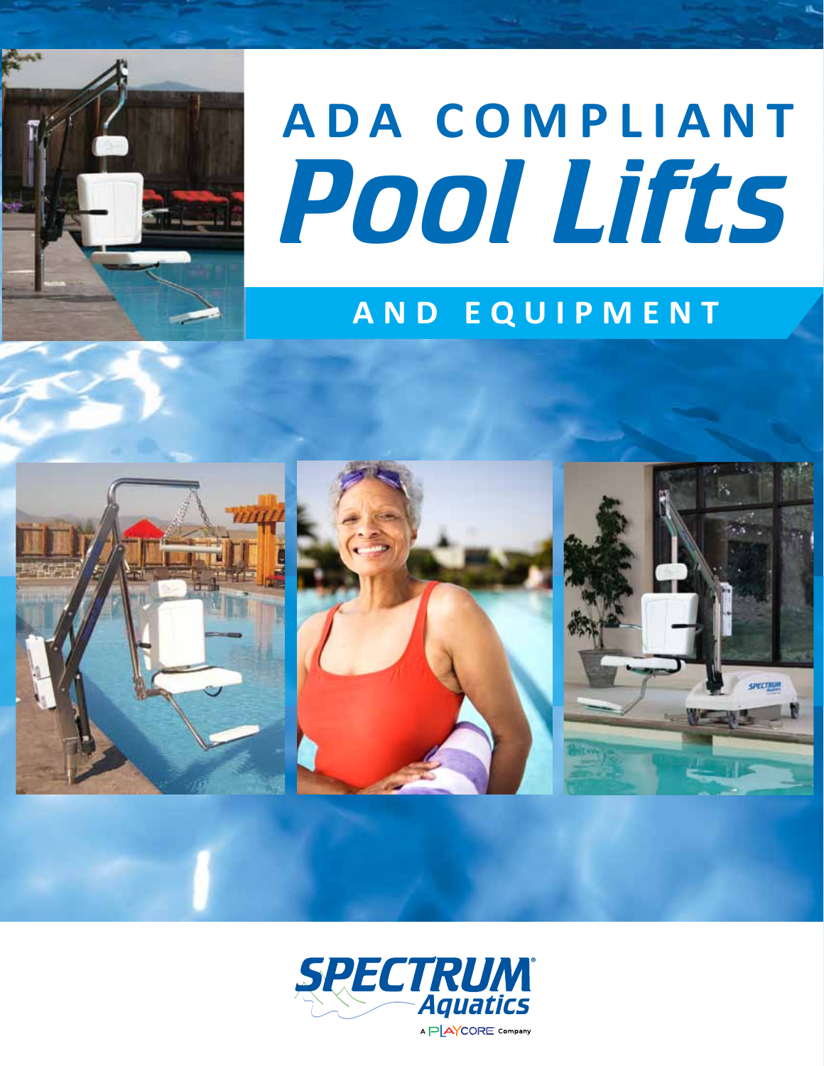# ADA COMPLIANT Pool Lifts

## AND EQUIPMENT

SPECTRUM® Aquatics

A PLAYCORE Company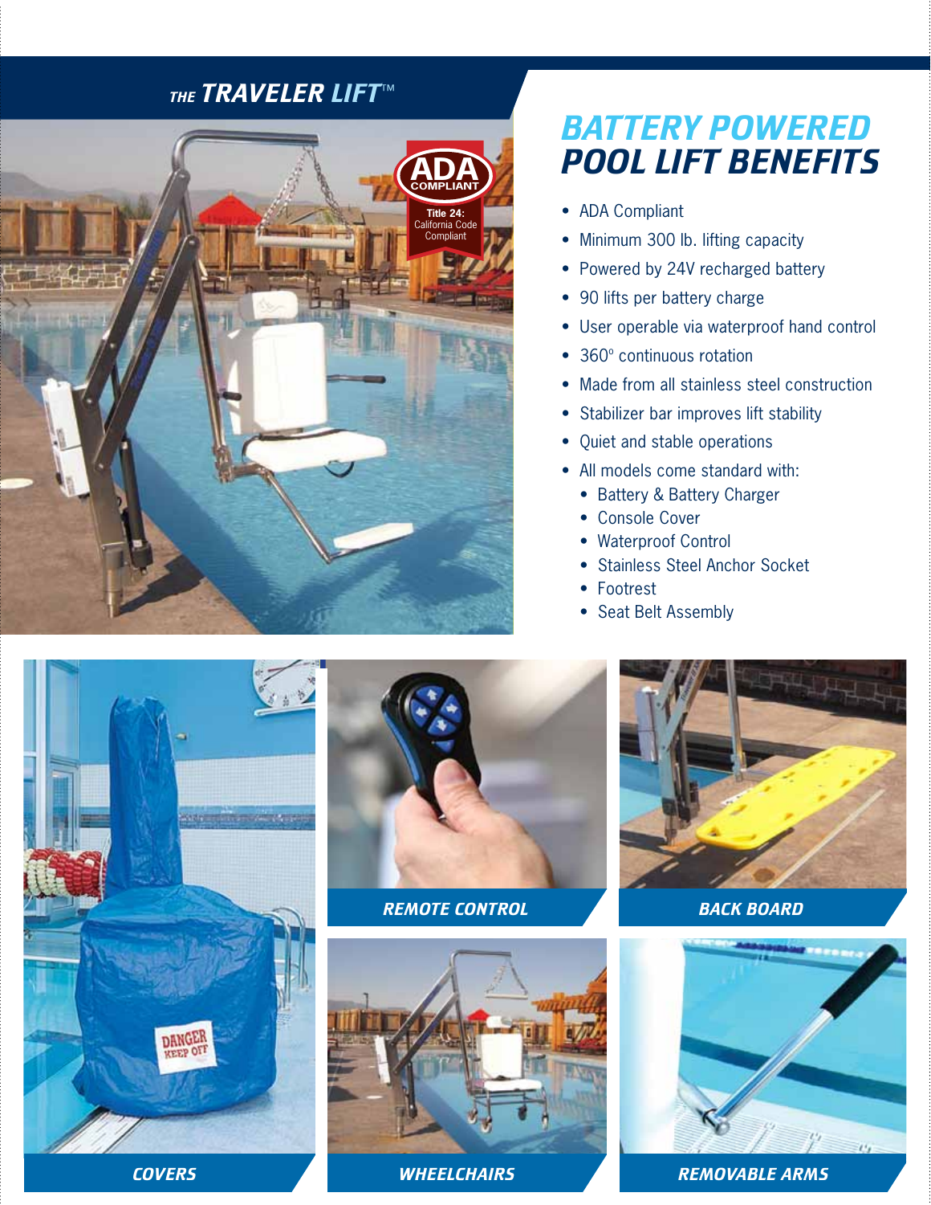# THE TRAVELER LIFT™

ADA COMPLIANT

Title 24: California Code Compliant

## BATTERY POWERED POOL LIFT BENEFITS

- ADA Compliant
- Minimum 300 lb. lifting capacity
- Powered by 24V recharged battery
- 90 lifts per battery charge
- User operable via waterproof hand control
- 360º continuous rotation
- Made from all stainless steel construction
- Stabilizer bar improves lift stability
- Quiet and stable operations
- All models come standard with:
  - Battery & Battery Charger
  - Console Cover
  - Waterproof Control
  - Stainless Steel Anchor Socket
  - Footrest
  - Seat Belt Assembly

COVERS

REMOTE CONTROL

BACK BOARD

WHEELCHAIRS

REMOVABLE ARMS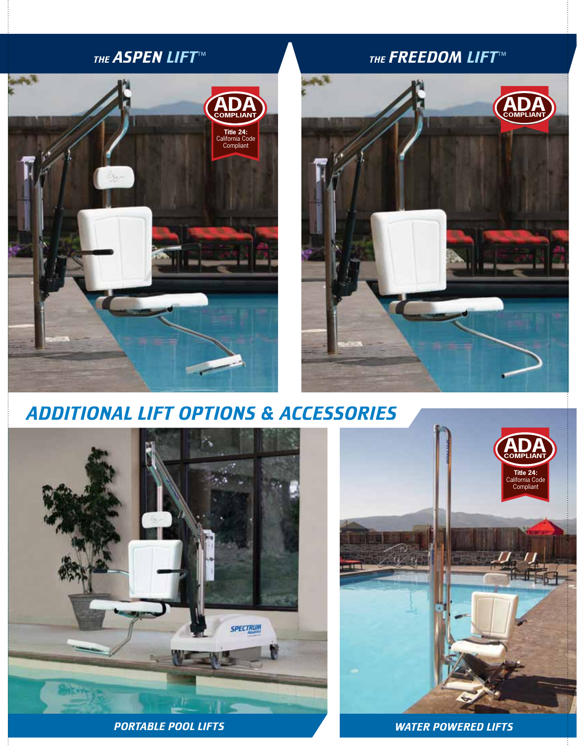## THE ASPEN LIFT™

ADA COMPLIANT

Title 24: California Code Compliant

## THE FREEDOM LIFT™

ADA COMPLIANT

## ADDITIONAL LIFT OPTIONS & ACCESSORIES

ADA COMPLIANT

Title 24: California Code Compliant

**PORTABLE POOL LIFTS**

**WATER POWERED LIFTS**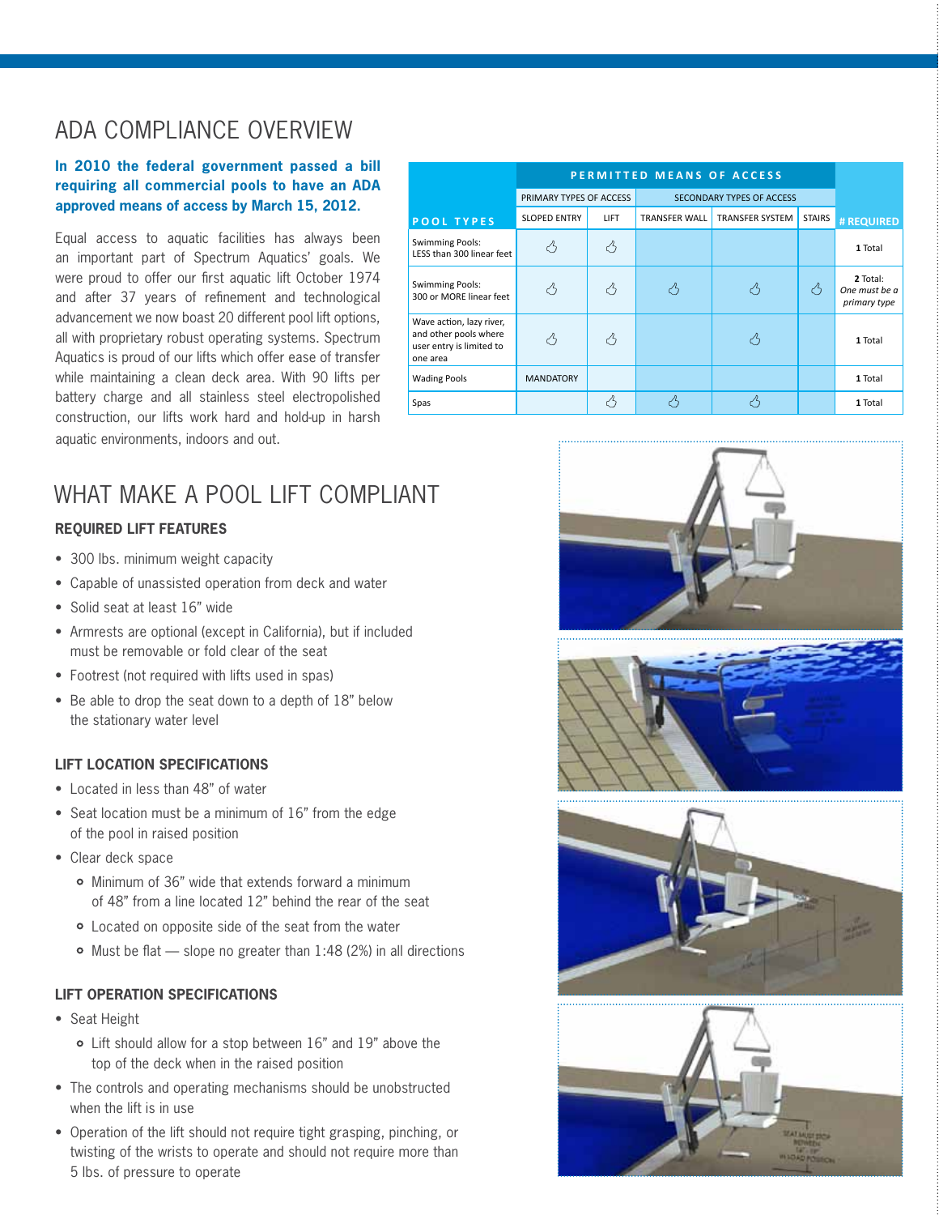# ADA COMPLIANCE OVERVIEW

**In 2010 the federal government passed a bill requiring all commercial pools to have an ADA approved means of access by March 15, 2012.**

Equal access to aquatic facilities has always been an important part of Spectrum Aquatics' goals. We were proud to offer our first aquatic lift October 1974 and after 37 years of refinement and technological advancement we now boast 20 different pool lift options, all with proprietary robust operating systems. Spectrum Aquatics is proud of our lifts which offer ease of transfer while maintaining a clean deck area. With 90 lifts per battery charge and all stainless steel electropolished construction, our lifts work hard and hold-up in harsh aquatic environments, indoors and out.

| POOL TYPES | PERMITTED MEANS OF ACCESS | | | | | # REQUIRED |
|---|---|---|---|---|---|---|
| | PRIMARY TYPES OF ACCESS | | SECONDARY TYPES OF ACCESS | | | |
| | SLOPED ENTRY | LIFT | TRANSFER WALL | TRANSFER SYSTEM | STAIRS | |
| Swimming Pools: LESS than 300 linear feet | ✓ | ✓ | | | | **1** Total |
| Swimming Pools: 300 or MORE linear feet | ✓ | ✓ | ✓ | ✓ | ✓ | **2** Total: *One must be a primary type* |
| Wave action, lazy river, and other pools where user entry is limited to one area | ✓ | ✓ | | ✓ | | **1** Total |
| Wading Pools | MANDATORY | | | | | **1** Total |
| Spas | | ✓ | ✓ | ✓ | | **1** Total |

# WHAT MAKE A POOL LIFT COMPLIANT

### REQUIRED LIFT FEATURES

- 300 lbs. minimum weight capacity
- Capable of unassisted operation from deck and water
- Solid seat at least 16" wide
- Armrests are optional (except in California), but if included must be removable or fold clear of the seat
- Footrest (not required with lifts used in spas)
- Be able to drop the seat down to a depth of 18" below the stationary water level

### LIFT LOCATION SPECIFICATIONS

- Located in less than 48" of water
- Seat location must be a minimum of 16" from the edge of the pool in raised position
- Clear deck space
  - Minimum of 36" wide that extends forward a minimum of 48" from a line located 12" behind the rear of the seat
  - Located on opposite side of the seat from the water
  - Must be flat — slope no greater than 1:48 (2%) in all directions

### LIFT OPERATION SPECIFICATIONS

- Seat Height
  - Lift should allow for a stop between 16" and 19" above the top of the deck when in the raised position
- The controls and operating mechanisms should be unobstructed when the lift is in use
- Operation of the lift should not require tight grasping, pinching, or twisting of the wrists to operate and should not require more than 5 lbs. of pressure to operate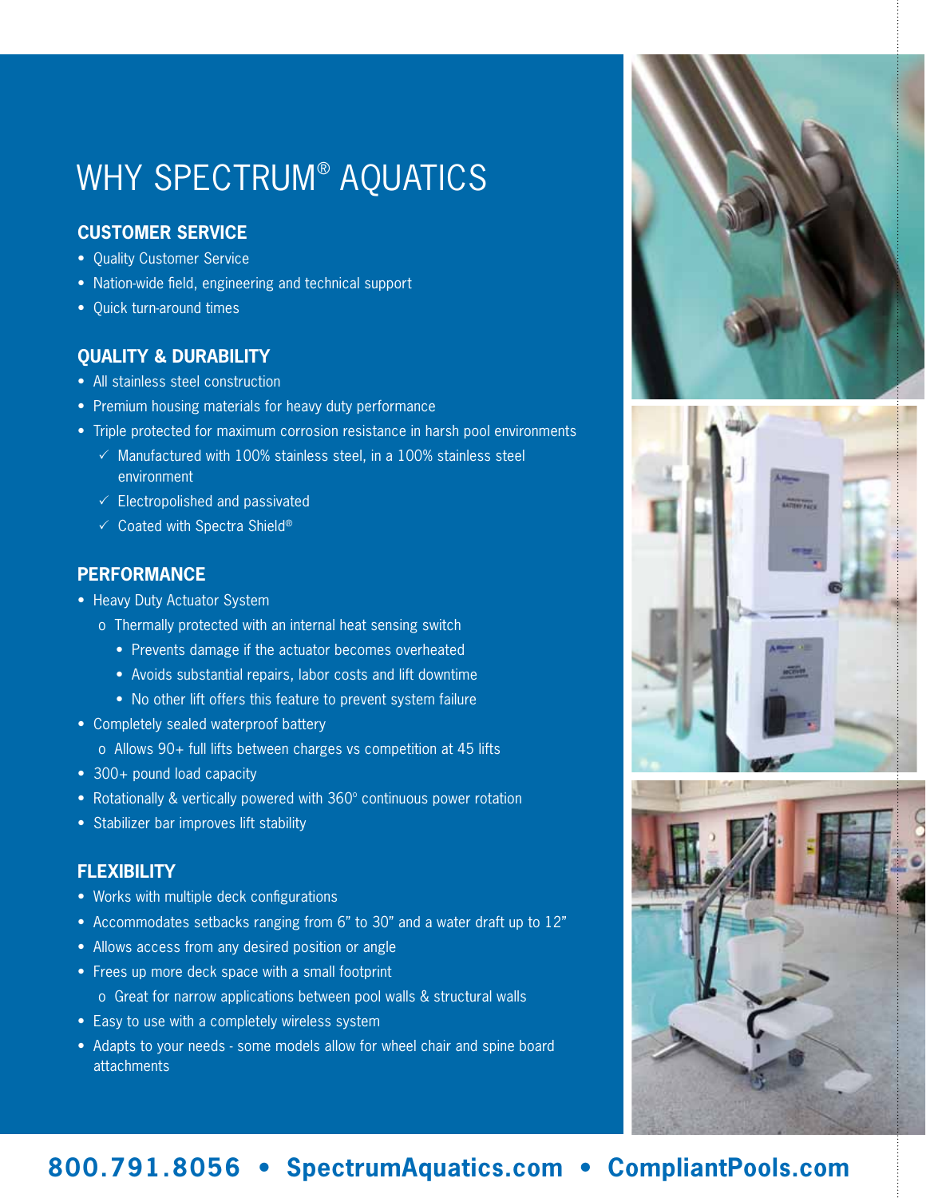# WHY SPECTRUM® AQUATICS

## CUSTOMER SERVICE

- Quality Customer Service
- Nation-wide field, engineering and technical support
- Quick turn-around times

## QUALITY & DURABILITY

- All stainless steel construction
- Premium housing materials for heavy duty performance
- Triple protected for maximum corrosion resistance in harsh pool environments
  - ✓ Manufactured with 100% stainless steel, in a 100% stainless steel environment
  - ✓ Electropolished and passivated
  - ✓ Coated with Spectra Shield®

## PERFORMANCE

- Heavy Duty Actuator System
  - o Thermally protected with an internal heat sensing switch
    - Prevents damage if the actuator becomes overheated
    - Avoids substantial repairs, labor costs and lift downtime
    - No other lift offers this feature to prevent system failure
- Completely sealed waterproof battery
  - o Allows 90+ full lifts between charges vs competition at 45 lifts
- 300+ pound load capacity
- Rotationally & vertically powered with 360° continuous power rotation
- Stabilizer bar improves lift stability

## FLEXIBILITY

- Works with multiple deck configurations
- Accommodates setbacks ranging from 6" to 30" and a water draft up to 12"
- Allows access from any desired position or angle
- Frees up more deck space with a small footprint
  - o Great for narrow applications between pool walls & structural walls
- Easy to use with a completely wireless system
- Adapts to your needs - some models allow for wheel chair and spine board attachments

**800.791.8056 • SpectrumAquatics.com • CompliantPools.com**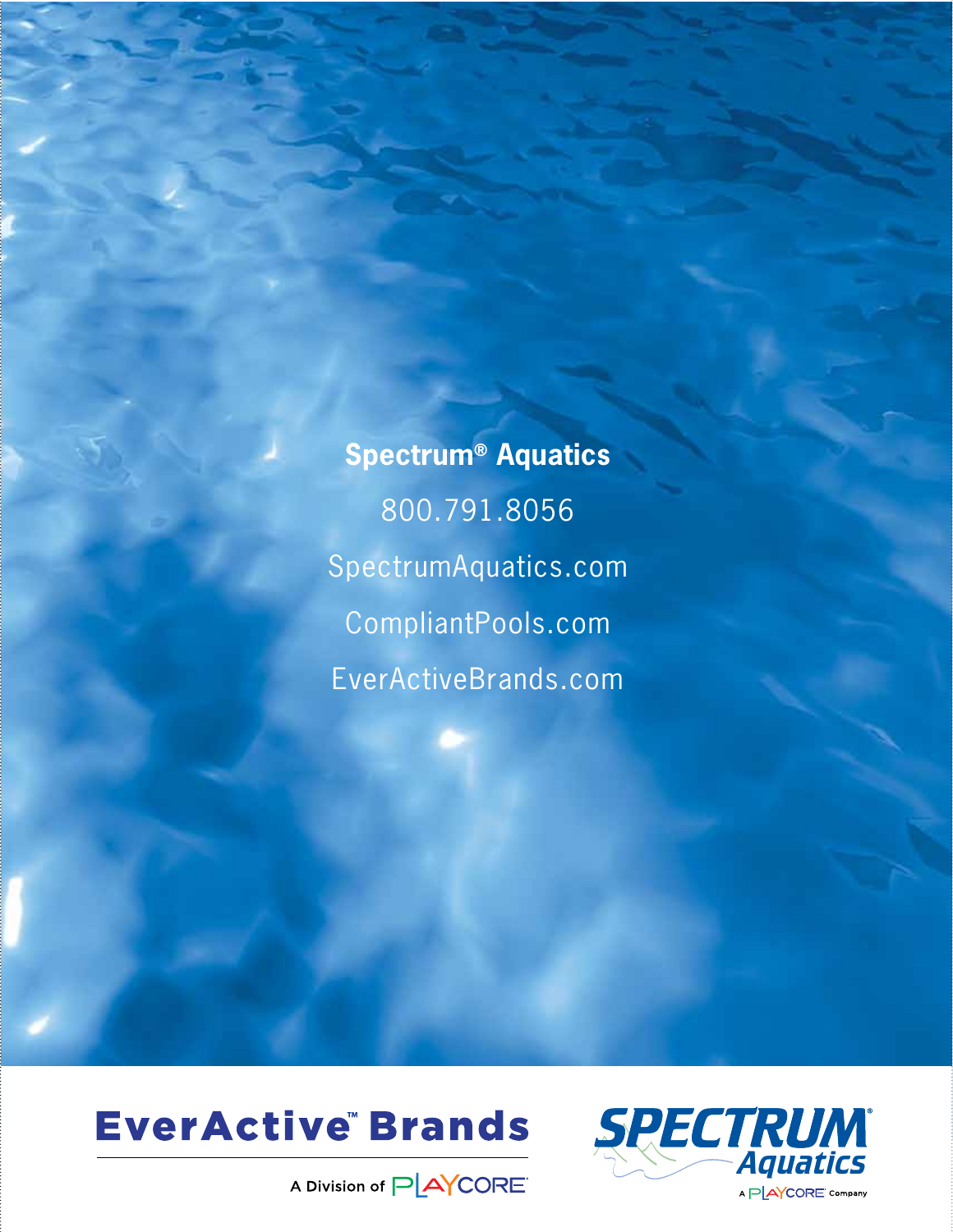**Spectrum® Aquatics**

800.791.8056

SpectrumAquatics.com

CompliantPools.com

EverActiveBrands.com

EverActive™ Brands

A Division of PLAYCORE®

SPECTRUM® Aquatics

A PLAYCORE® Company